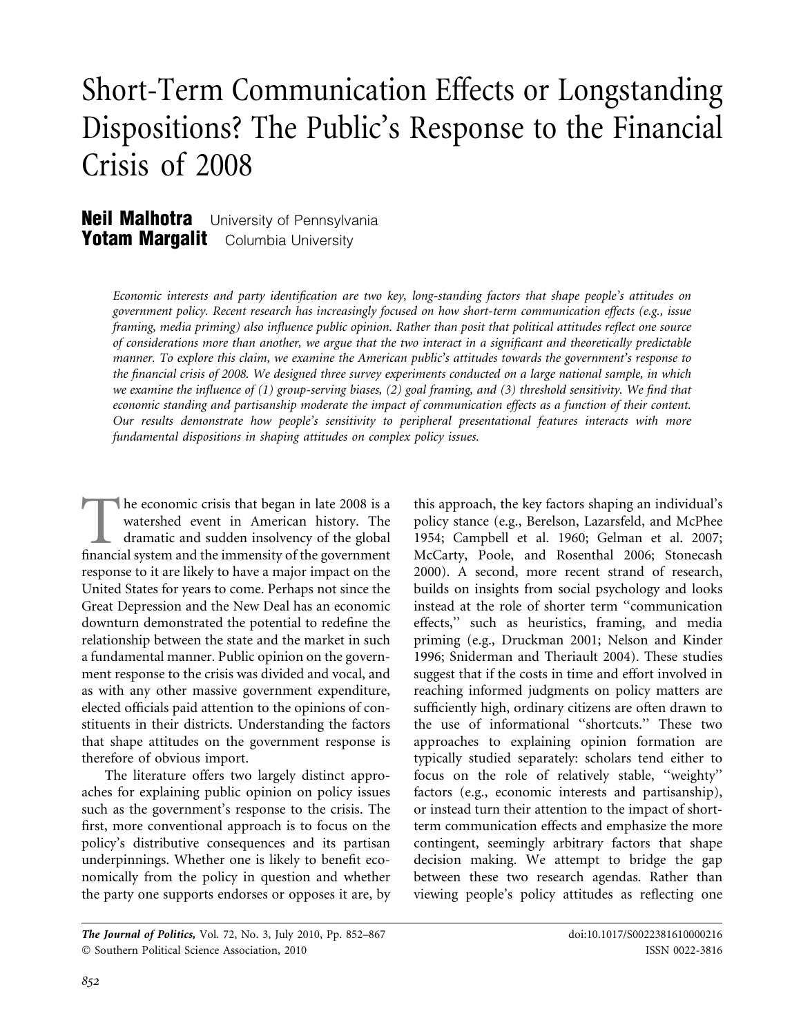# Short-Term Communication Effects or Longstanding Dispositions? The Public's Response to the Financial Crisis of 2008

**Neil Malhotra** University of Pennsylvania
**Yotam Margalit** Columbia University

*Economic interests and party identification are two key, long-standing factors that shape people's attitudes on government policy. Recent research has increasingly focused on how short-term communication effects (e.g., issue framing, media priming) also influence public opinion. Rather than posit that political attitudes reflect one source of considerations more than another, we argue that the two interact in a significant and theoretically predictable manner. To explore this claim, we examine the American public's attitudes towards the government's response to the financial crisis of 2008. We designed three survey experiments conducted on a large national sample, in which we examine the influence of (1) group-serving biases, (2) goal framing, and (3) threshold sensitivity. We find that economic standing and partisanship moderate the impact of communication effects as a function of their content. Our results demonstrate how people's sensitivity to peripheral presentational features interacts with more fundamental dispositions in shaping attitudes on complex policy issues.*

The economic crisis that began in late 2008 is a watershed event in American history. The dramatic and sudden insolvency of the global financial system and the immensity of the government response to it are likely to have a major impact on the United States for years to come. Perhaps not since the Great Depression and the New Deal has an economic downturn demonstrated the potential to redefine the relationship between the state and the market in such a fundamental manner. Public opinion on the government response to the crisis was divided and vocal, and as with any other massive government expenditure, elected officials paid attention to the opinions of constituents in their districts. Understanding the factors that shape attitudes on the government response is therefore of obvious import.

The literature offers two largely distinct approaches for explaining public opinion on policy issues such as the government's response to the crisis. The first, more conventional approach is to focus on the policy's distributive consequences and its partisan underpinnings. Whether one is likely to benefit economically from the policy in question and whether the party one supports endorses or opposes it are, by this approach, the key factors shaping an individual's policy stance (e.g., Berelson, Lazarsfeld, and McPhee 1954; Campbell et al. 1960; Gelman et al. 2007; McCarty, Poole, and Rosenthal 2006; Stonecash 2000). A second, more recent strand of research, builds on insights from social psychology and looks instead at the role of shorter term "communication effects," such as heuristics, framing, and media priming (e.g., Druckman 2001; Nelson and Kinder 1996; Sniderman and Theriault 2004). These studies suggest that if the costs in time and effort involved in reaching informed judgments on policy matters are sufficiently high, ordinary citizens are often drawn to the use of informational "shortcuts." These two approaches to explaining opinion formation are typically studied separately: scholars tend either to focus on the role of relatively stable, "weighty" factors (e.g., economic interests and partisanship), or instead turn their attention to the impact of short-term communication effects and emphasize the more contingent, seemingly arbitrary factors that shape decision making. We attempt to bridge the gap between these two research agendas. Rather than viewing people's policy attitudes as reflecting one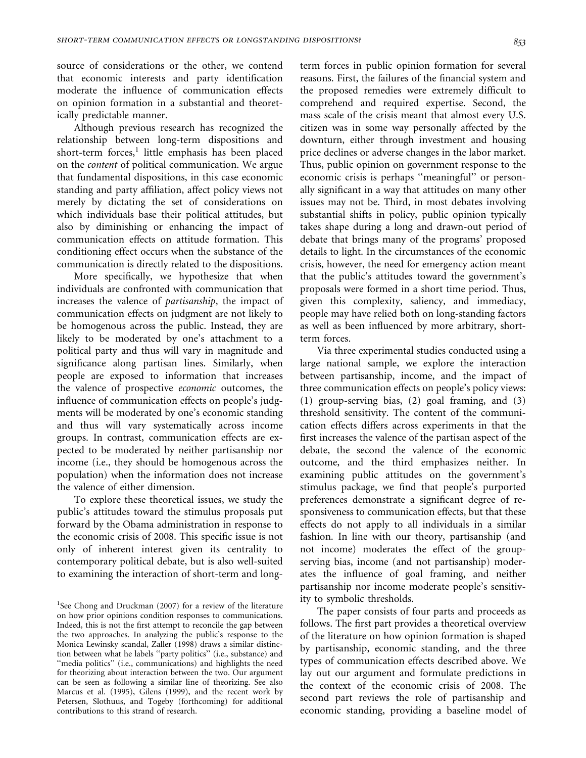source of considerations or the other, we contend that economic interests and party identification moderate the influence of communication effects on opinion formation in a substantial and theoretically predictable manner.

Although previous research has recognized the relationship between long-term dispositions and short-term forces,[1] little emphasis has been placed on the *content* of political communication. We argue that fundamental dispositions, in this case economic standing and party affiliation, affect policy views not merely by dictating the set of considerations on which individuals base their political attitudes, but also by diminishing or enhancing the impact of communication effects on attitude formation. This conditioning effect occurs when the substance of the communication is directly related to the dispositions.

More specifically, we hypothesize that when individuals are confronted with communication that increases the valence of *partisanship*, the impact of communication effects on judgment are not likely to be homogenous across the public. Instead, they are likely to be moderated by one's attachment to a political party and thus will vary in magnitude and significance along partisan lines. Similarly, when people are exposed to information that increases the valence of prospective *economic* outcomes, the influence of communication effects on people's judgments will be moderated by one's economic standing and thus will vary systematically across income groups. In contrast, communication effects are expected to be moderated by neither partisanship nor income (i.e., they should be homogenous across the population) when the information does not increase the valence of either dimension.

To explore these theoretical issues, we study the public's attitudes toward the stimulus proposals put forward by the Obama administration in response to the economic crisis of 2008. This specific issue is not only of inherent interest given its centrality to contemporary political debate, but is also well-suited to examining the interaction of short-term and long-term forces in public opinion formation for several reasons. First, the failures of the financial system and the proposed remedies were extremely difficult to comprehend and required expertise. Second, the mass scale of the crisis meant that almost every U.S. citizen was in some way personally affected by the downturn, either through investment and housing price declines or adverse changes in the labor market. Thus, public opinion on government response to the economic crisis is perhaps "meaningful" or personally significant in a way that attitudes on many other issues may not be. Third, in most debates involving substantial shifts in policy, public opinion typically takes shape during a long and drawn-out period of debate that brings many of the programs' proposed details to light. In the circumstances of the economic crisis, however, the need for emergency action meant that the public's attitudes toward the government's proposals were formed in a short time period. Thus, given this complexity, saliency, and immediacy, people may have relied both on long-standing factors as well as been influenced by more arbitrary, short-term forces.

Via three experimental studies conducted using a large national sample, we explore the interaction between partisanship, income, and the impact of three communication effects on people's policy views: (1) group-serving bias, (2) goal framing, and (3) threshold sensitivity. The content of the communication effects differs across experiments in that the first increases the valence of the partisan aspect of the debate, the second the valence of the economic outcome, and the third emphasizes neither. In examining public attitudes on the government's stimulus package, we find that people's purported preferences demonstrate a significant degree of responsiveness to communication effects, but that these effects do not apply to all individuals in a similar fashion. In line with our theory, partisanship (and not income) moderates the effect of the group-serving bias, income (and not partisanship) moderates the influence of goal framing, and neither partisanship nor income moderate people's sensitivity to symbolic thresholds.

The paper consists of four parts and proceeds as follows. The first part provides a theoretical overview of the literature on how opinion formation is shaped by partisanship, economic standing, and the three types of communication effects described above. We lay out our argument and formulate predictions in the context of the economic crisis of 2008. The second part reviews the role of partisanship and economic standing, providing a baseline model of

[1] See Chong and Druckman (2007) for a review of the literature on how prior opinions condition responses to communications. Indeed, this is not the first attempt to reconcile the gap between the two approaches. In analyzing the public's response to the Monica Lewinsky scandal, Zaller (1998) draws a similar distinction between what he labels "party politics" (i.e., substance) and "media politics" (i.e., communications) and highlights the need for theorizing about interaction between the two. Our argument can be seen as following a similar line of theorizing. See also Marcus et al. (1995), Gilens (1999), and the recent work by Petersen, Slothuus, and Togeby (forthcoming) for additional contributions to this strand of research.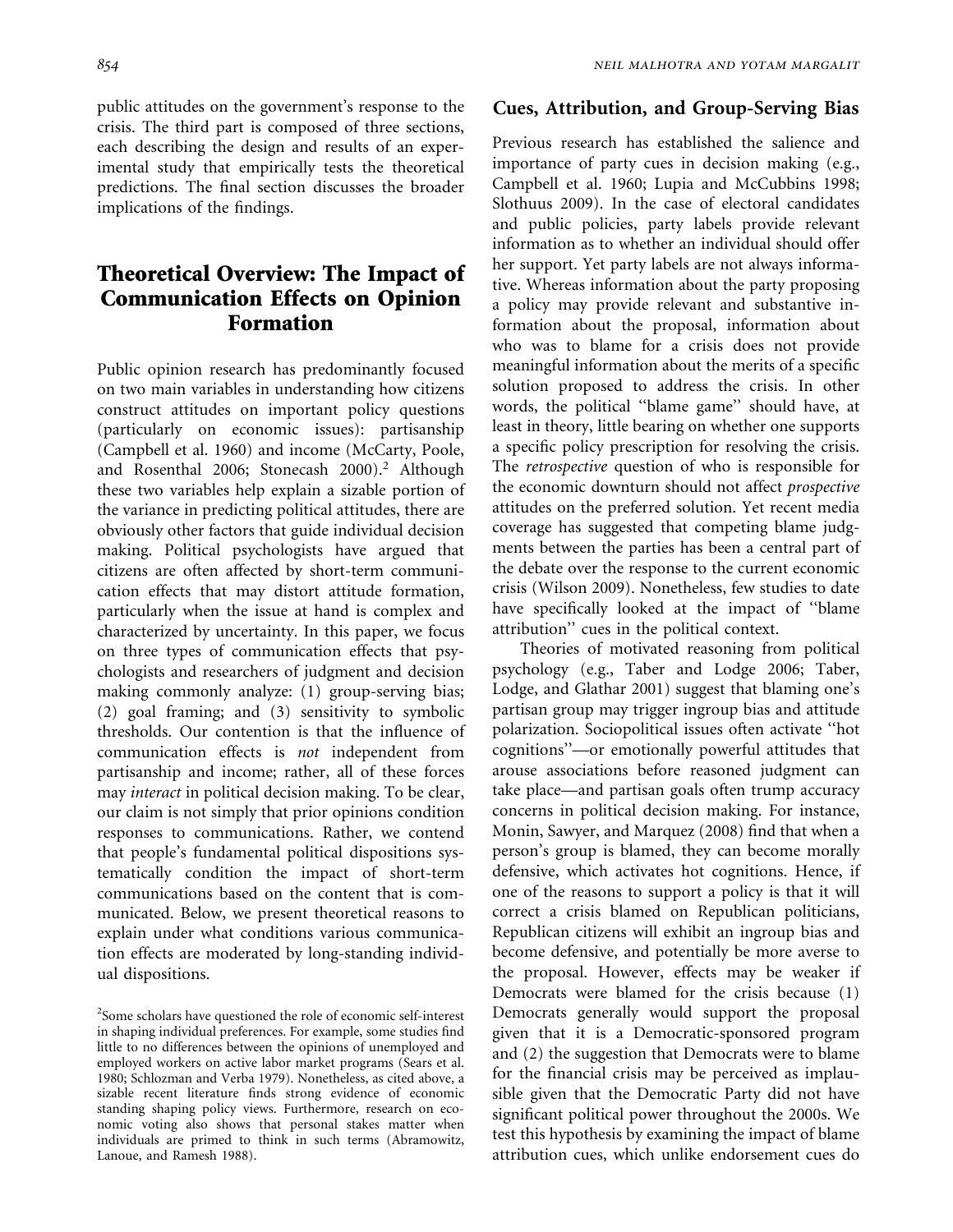public attitudes on the government's response to the crisis. The third part is composed of three sections, each describing the design and results of an experimental study that empirically tests the theoretical predictions. The final section discusses the broader implications of the findings.

## Theoretical Overview: The Impact of Communication Effects on Opinion Formation

Public opinion research has predominantly focused on two main variables in understanding how citizens construct attitudes on important policy questions (particularly on economic issues): partisanship (Campbell et al. 1960) and income (McCarty, Poole, and Rosenthal 2006; Stonecash 2000).[2] Although these two variables help explain a sizable portion of the variance in predicting political attitudes, there are obviously other factors that guide individual decision making. Political psychologists have argued that citizens are often affected by short-term communication effects that may distort attitude formation, particularly when the issue at hand is complex and characterized by uncertainty. In this paper, we focus on three types of communication effects that psychologists and researchers of judgment and decision making commonly analyze: (1) group-serving bias; (2) goal framing; and (3) sensitivity to symbolic thresholds. Our contention is that the influence of communication effects is *not* independent from partisanship and income; rather, all of these forces may *interact* in political decision making. To be clear, our claim is not simply that prior opinions condition responses to communications. Rather, we contend that people's fundamental political dispositions systematically condition the impact of short-term communications based on the content that is communicated. Below, we present theoretical reasons to explain under what conditions various communication effects are moderated by long-standing individual dispositions.

## Cues, Attribution, and Group-Serving Bias

Previous research has established the salience and importance of party cues in decision making (e.g., Campbell et al. 1960; Lupia and McCubbins 1998; Slothuus 2009). In the case of electoral candidates and public policies, party labels provide relevant information as to whether an individual should offer her support. Yet party labels are not always informative. Whereas information about the party proposing a policy may provide relevant and substantive information about the proposal, information about who was to blame for a crisis does not provide meaningful information about the merits of a specific solution proposed to address the crisis. In other words, the political "blame game" should have, at least in theory, little bearing on whether one supports a specific policy prescription for resolving the crisis. The *retrospective* question of who is responsible for the economic downturn should not affect *prospective* attitudes on the preferred solution. Yet recent media coverage has suggested that competing blame judgments between the parties has been a central part of the debate over the response to the current economic crisis (Wilson 2009). Nonetheless, few studies to date have specifically looked at the impact of "blame attribution" cues in the political context.

Theories of motivated reasoning from political psychology (e.g., Taber and Lodge 2006; Taber, Lodge, and Glathar 2001) suggest that blaming one's partisan group may trigger ingroup bias and attitude polarization. Sociopolitical issues often activate "hot cognitions"—or emotionally powerful attitudes that arouse associations before reasoned judgment can take place—and partisan goals often trump accuracy concerns in political decision making. For instance, Monin, Sawyer, and Marquez (2008) find that when a person's group is blamed, they can become morally defensive, which activates hot cognitions. Hence, if one of the reasons to support a policy is that it will correct a crisis blamed on Republican politicians, Republican citizens will exhibit an ingroup bias and become defensive, and potentially be more averse to the proposal. However, effects may be weaker if Democrats were blamed for the crisis because (1) Democrats generally would support the proposal given that it is a Democratic-sponsored program and (2) the suggestion that Democrats were to blame for the financial crisis may be perceived as implausible given that the Democratic Party did not have significant political power throughout the 2000s. We test this hypothesis by examining the impact of blame attribution cues, which unlike endorsement cues do

[2] Some scholars have questioned the role of economic self-interest in shaping individual preferences. For example, some studies find little to no differences between the opinions of unemployed and employed workers on active labor market programs (Sears et al. 1980; Schlozman and Verba 1979). Nonetheless, as cited above, a sizable recent literature finds strong evidence of economic standing shaping policy views. Furthermore, research on economic voting also shows that personal stakes matter when individuals are primed to think in such terms (Abramowitz, Lanoue, and Ramesh 1988).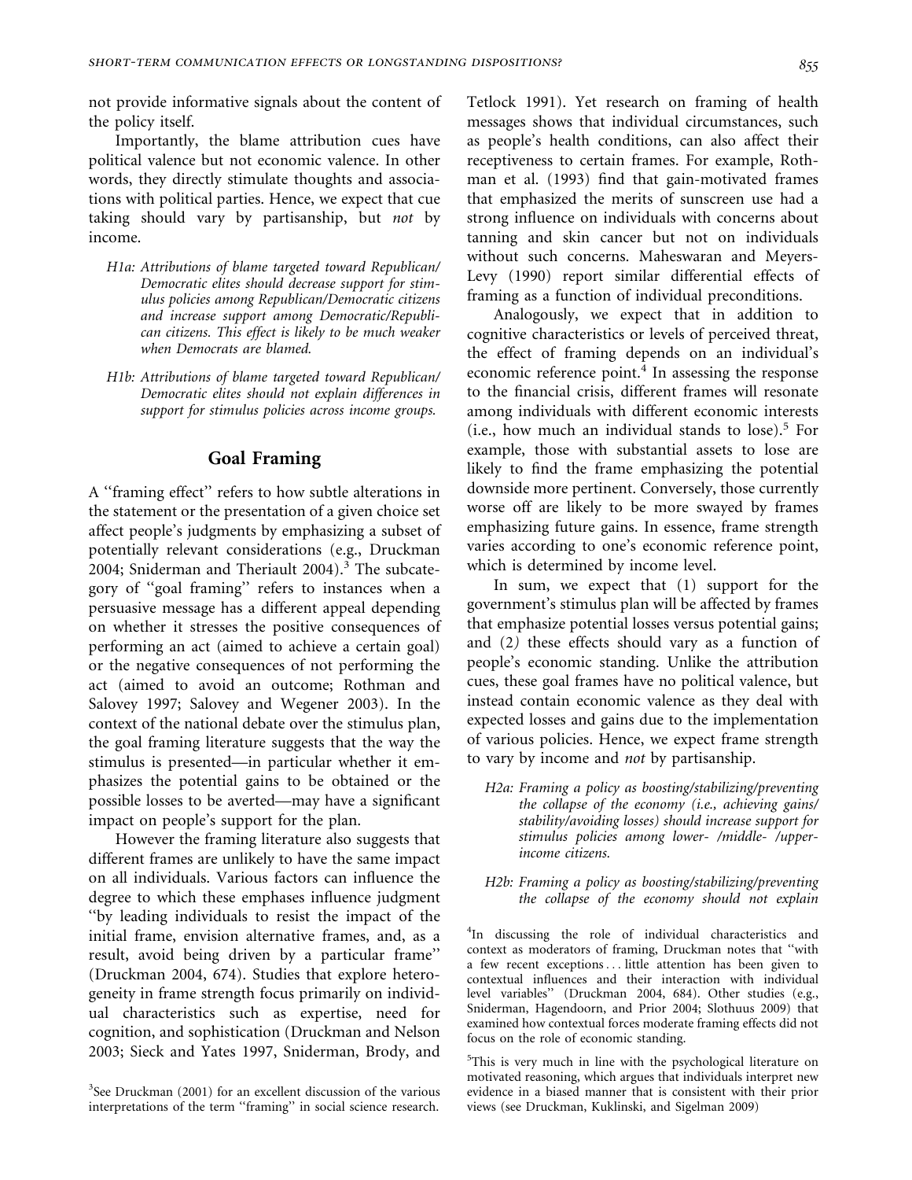not provide informative signals about the content of the policy itself.

Importantly, the blame attribution cues have political valence but not economic valence. In other words, they directly stimulate thoughts and associations with political parties. Hence, we expect that cue taking should vary by partisanship, but *not* by income.

- *H1a: Attributions of blame targeted toward Republican/Democratic elites should decrease support for stimulus policies among Republican/Democratic citizens and increase support among Democratic/Republican citizens. This effect is likely to be much weaker when Democrats are blamed.*
- *H1b: Attributions of blame targeted toward Republican/Democratic elites should not explain differences in support for stimulus policies across income groups.*

## Goal Framing

A ''framing effect'' refers to how subtle alterations in the statement or the presentation of a given choice set affect people's judgments by emphasizing a subset of potentially relevant considerations (e.g., Druckman 2004; Sniderman and Theriault 2004).[3] The subcategory of ''goal framing'' refers to instances when a persuasive message has a different appeal depending on whether it stresses the positive consequences of performing an act (aimed to achieve a certain goal) or the negative consequences of not performing the act (aimed to avoid an outcome; Rothman and Salovey 1997; Salovey and Wegener 2003). In the context of the national debate over the stimulus plan, the goal framing literature suggests that the way the stimulus is presented—in particular whether it emphasizes the potential gains to be obtained or the possible losses to be averted—may have a significant impact on people's support for the plan.

However the framing literature also suggests that different frames are unlikely to have the same impact on all individuals. Various factors can influence the degree to which these emphases influence judgment ''by leading individuals to resist the impact of the initial frame, envision alternative frames, and, as a result, avoid being driven by a particular frame'' (Druckman 2004, 674). Studies that explore heterogeneity in frame strength focus primarily on individual characteristics such as expertise, need for cognition, and sophistication (Druckman and Nelson 2003; Sieck and Yates 1997, Sniderman, Brody, and Tetlock 1991). Yet research on framing of health messages shows that individual circumstances, such as people's health conditions, can also affect their receptiveness to certain frames. For example, Rothman et al. (1993) find that gain-motivated frames that emphasized the merits of sunscreen use had a strong influence on individuals with concerns about tanning and skin cancer but not on individuals without such concerns. Maheswaran and Meyers-Levy (1990) report similar differential effects of framing as a function of individual preconditions.

Analogously, we expect that in addition to cognitive characteristics or levels of perceived threat, the effect of framing depends on an individual's economic reference point.[4] In assessing the response to the financial crisis, different frames will resonate among individuals with different economic interests (i.e., how much an individual stands to lose).[5] For example, those with substantial assets to lose are likely to find the frame emphasizing the potential downside more pertinent. Conversely, those currently worse off are likely to be more swayed by frames emphasizing future gains. In essence, frame strength varies according to one's economic reference point, which is determined by income level.

In sum, we expect that (1) support for the government's stimulus plan will be affected by frames that emphasize potential losses versus potential gains; and (2) these effects should vary as a function of people's economic standing. Unlike the attribution cues, these goal frames have no political valence, but instead contain economic valence as they deal with expected losses and gains due to the implementation of various policies. Hence, we expect frame strength to vary by income and *not* by partisanship.

- *H2a: Framing a policy as boosting/stabilizing/preventing the collapse of the economy (i.e., achieving gains/stability/avoiding losses) should increase support for stimulus policies among lower- /middle- /upper-income citizens.*
- *H2b: Framing a policy as boosting/stabilizing/preventing the collapse of the economy should not explain*

[3]See Druckman (2001) for an excellent discussion of the various interpretations of the term ''framing'' in social science research.

[4]In discussing the role of individual characteristics and context as moderators of framing, Druckman notes that ''with a few recent exceptions . . . little attention has been given to contextual influences and their interaction with individual level variables'' (Druckman 2004, 684). Other studies (e.g., Sniderman, Hagendoorn, and Prior 2004; Slothuus 2009) that examined how contextual forces moderate framing effects did not focus on the role of economic standing.

[5]This is very much in line with the psychological literature on motivated reasoning, which argues that individuals interpret new evidence in a biased manner that is consistent with their prior views (see Druckman, Kuklinski, and Sigelman 2009)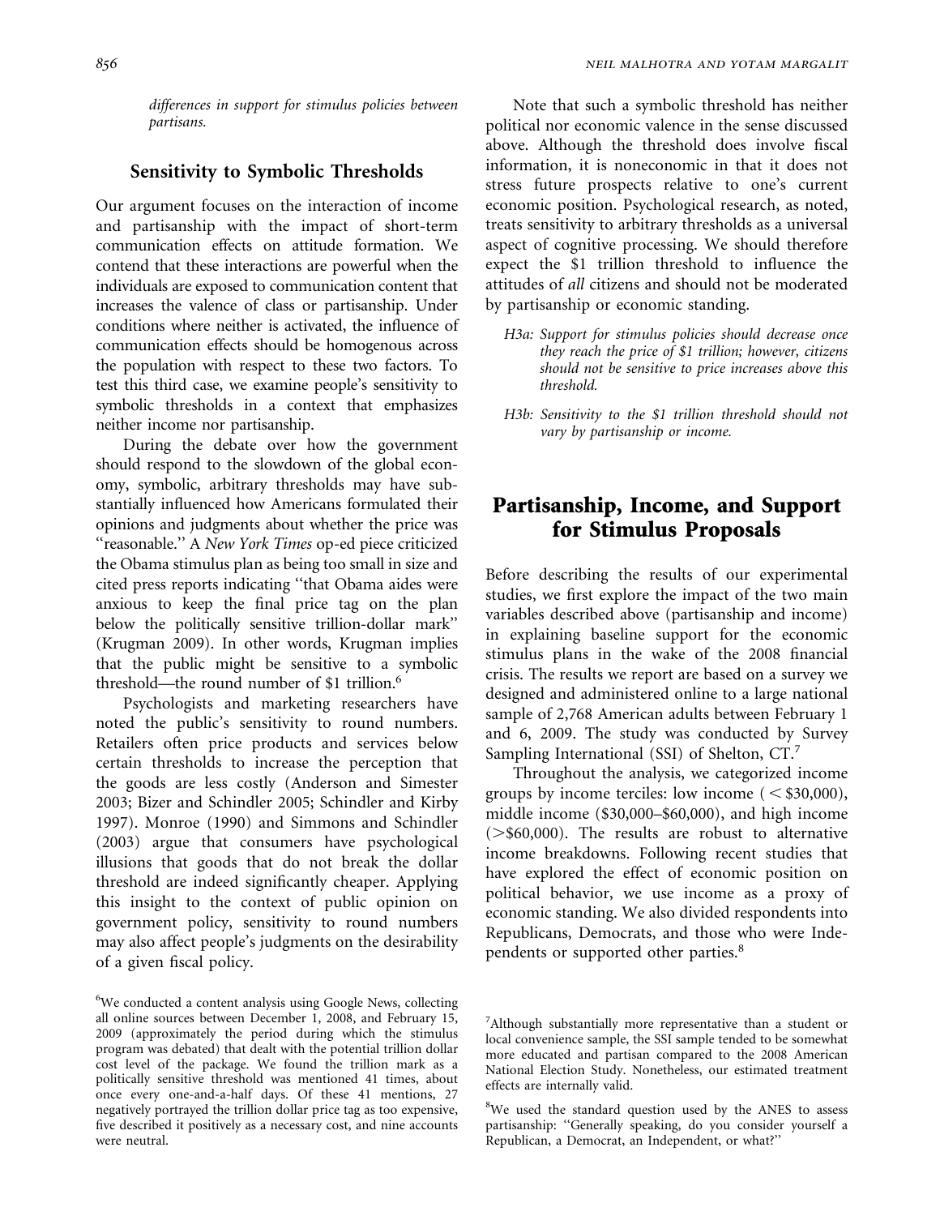*differences in support for stimulus policies between partisans.*

### Sensitivity to Symbolic Thresholds

Our argument focuses on the interaction of income and partisanship with the impact of short-term communication effects on attitude formation. We contend that these interactions are powerful when the individuals are exposed to communication content that increases the valence of class or partisanship. Under conditions where neither is activated, the influence of communication effects should be homogenous across the population with respect to these two factors. To test this third case, we examine people's sensitivity to symbolic thresholds in a context that emphasizes neither income nor partisanship.

During the debate over how the government should respond to the slowdown of the global economy, symbolic, arbitrary thresholds may have substantially influenced how Americans formulated their opinions and judgments about whether the price was "reasonable." A *New York Times* op-ed piece criticized the Obama stimulus plan as being too small in size and cited press reports indicating "that Obama aides were anxious to keep the final price tag on the plan below the politically sensitive trillion-dollar mark" (Krugman 2009). In other words, Krugman implies that the public might be sensitive to a symbolic threshold—the round number of $1 trillion.[6]

Psychologists and marketing researchers have noted the public's sensitivity to round numbers. Retailers often price products and services below certain thresholds to increase the perception that the goods are less costly (Anderson and Simester 2003; Bizer and Schindler 2005; Schindler and Kirby 1997). Monroe (1990) and Simmons and Schindler (2003) argue that consumers have psychological illusions that goods that do not break the dollar threshold are indeed significantly cheaper. Applying this insight to the context of public opinion on government policy, sensitivity to round numbers may also affect people's judgments on the desirability of a given fiscal policy.

Note that such a symbolic threshold has neither political nor economic valence in the sense discussed above. Although the threshold does involve fiscal information, it is noneconomic in that it does not stress future prospects relative to one's current economic position. Psychological research, as noted, treats sensitivity to arbitrary thresholds as a universal aspect of cognitive processing. We should therefore expect the $1 trillion threshold to influence the attitudes of *all* citizens and should not be moderated by partisanship or economic standing.

> *H3a: Support for stimulus policies should decrease once they reach the price of $1 trillion; however, citizens should not be sensitive to price increases above this threshold.*
>
> *H3b: Sensitivity to the $1 trillion threshold should not vary by partisanship or income.*

## Partisanship, Income, and Support for Stimulus Proposals

Before describing the results of our experimental studies, we first explore the impact of the two main variables described above (partisanship and income) in explaining baseline support for the economic stimulus plans in the wake of the 2008 financial crisis. The results we report are based on a survey we designed and administered online to a large national sample of 2,768 American adults between February 1 and 6, 2009. The study was conducted by Survey Sampling International (SSI) of Shelton, CT.[7]

Throughout the analysis, we categorized income groups by income terciles: low income (< $30,000), middle income ($30,000–$60,000), and high income (>$60,000). The results are robust to alternative income breakdowns. Following recent studies that have explored the effect of economic position on political behavior, we use income as a proxy of economic standing. We also divided respondents into Republicans, Democrats, and those who were Independents or supported other parties.[8]

---

[6]We conducted a content analysis using Google News, collecting all online sources between December 1, 2008, and February 15, 2009 (approximately the period during which the stimulus program was debated) that dealt with the potential trillion dollar cost level of the package. We found the trillion mark as a politically sensitive threshold was mentioned 41 times, about once every one-and-a-half days. Of these 41 mentions, 27 negatively portrayed the trillion dollar price tag as too expensive, five described it positively as a necessary cost, and nine accounts were neutral.

[7]Although substantially more representative than a student or local convenience sample, the SSI sample tended to be somewhat more educated and partisan compared to the 2008 American National Election Study. Nonetheless, our estimated treatment effects are internally valid.

[8]We used the standard question used by the ANES to assess partisanship: "Generally speaking, do you consider yourself a Republican, a Democrat, an Independent, or what?"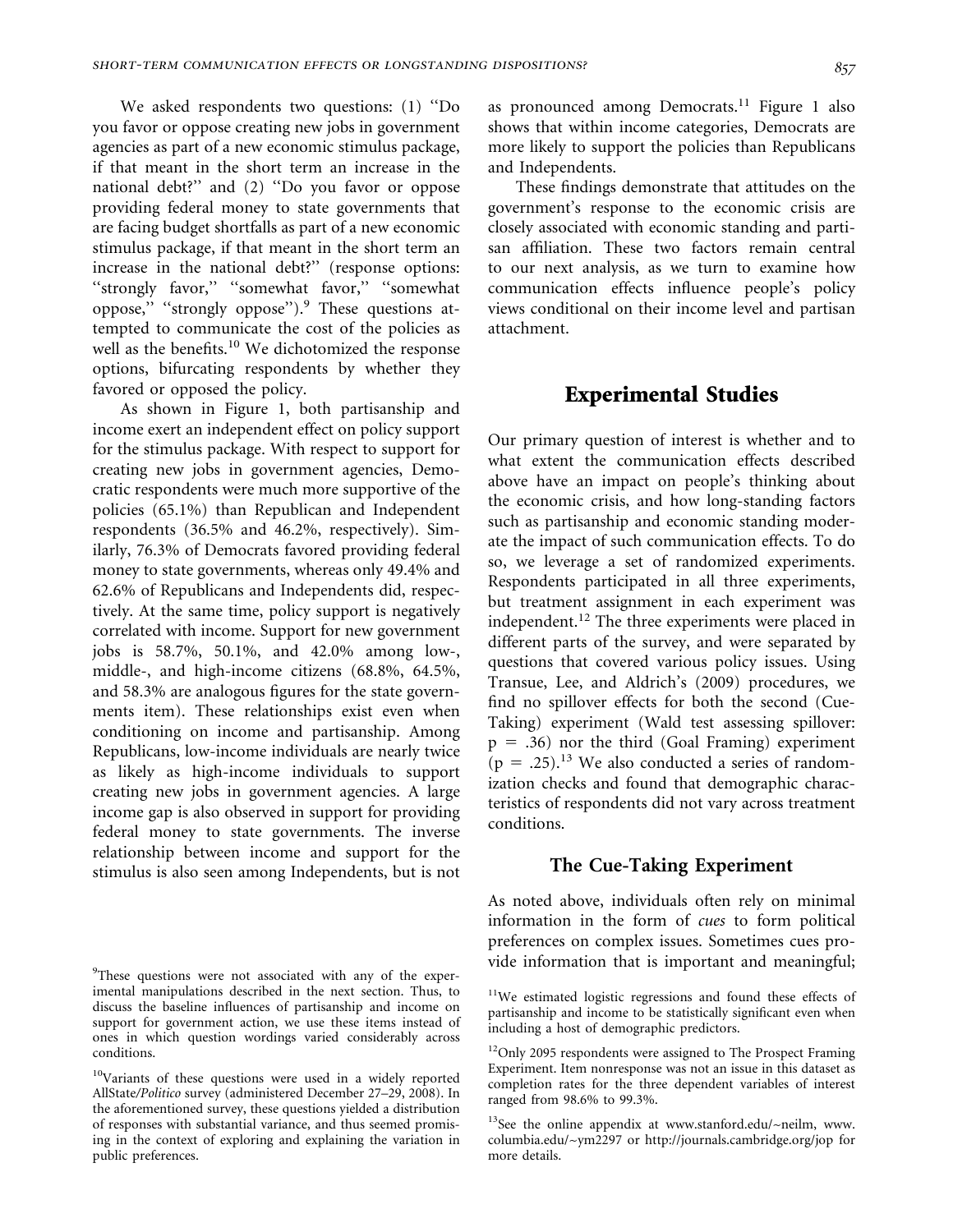We asked respondents two questions: (1) "Do you favor or oppose creating new jobs in government agencies as part of a new economic stimulus package, if that meant in the short term an increase in the national debt?" and (2) "Do you favor or oppose providing federal money to state governments that are facing budget shortfalls as part of a new economic stimulus package, if that meant in the short term an increase in the national debt?" (response options: "strongly favor," "somewhat favor," "somewhat oppose," "strongly oppose").[9] These questions attempted to communicate the cost of the policies as well as the benefits.[10] We dichotomized the response options, bifurcating respondents by whether they favored or opposed the policy.

As shown in Figure 1, both partisanship and income exert an independent effect on policy support for the stimulus package. With respect to support for creating new jobs in government agencies, Democratic respondents were much more supportive of the policies (65.1%) than Republican and Independent respondents (36.5% and 46.2%, respectively). Similarly, 76.3% of Democrats favored providing federal money to state governments, whereas only 49.4% and 62.6% of Republicans and Independents did, respectively. At the same time, policy support is negatively correlated with income. Support for new government jobs is 58.7%, 50.1%, and 42.0% among low-, middle-, and high-income citizens (68.8%, 64.5%, and 58.3% are analogous figures for the state governments item). These relationships exist even when conditioning on income and partisanship. Among Republicans, low-income individuals are nearly twice as likely as high-income individuals to support creating new jobs in government agencies. A large income gap is also observed in support for providing federal money to state governments. The inverse relationship between income and support for the stimulus is also seen among Independents, but is not as pronounced among Democrats.[11] Figure 1 also shows that within income categories, Democrats are more likely to support the policies than Republicans and Independents.

These findings demonstrate that attitudes on the government's response to the economic crisis are closely associated with economic standing and partisan affiliation. These two factors remain central to our next analysis, as we turn to examine how communication effects influence people's policy views conditional on their income level and partisan attachment.

## Experimental Studies

Our primary question of interest is whether and to what extent the communication effects described above have an impact on people's thinking about the economic crisis, and how long-standing factors such as partisanship and economic standing moderate the impact of such communication effects. To do so, we leverage a set of randomized experiments. Respondents participated in all three experiments, but treatment assignment in each experiment was independent.[12] The three experiments were placed in different parts of the survey, and were separated by questions that covered various policy issues. Using Transue, Lee, and Aldrich's (2009) procedures, we find no spillover effects for both the second (Cue-Taking) experiment (Wald test assessing spillover: $p = .36$) nor the third (Goal Framing) experiment ($p = .25$).[13] We also conducted a series of randomization checks and found that demographic characteristics of respondents did not vary across treatment conditions.

### The Cue-Taking Experiment

As noted above, individuals often rely on minimal information in the form of *cues* to form political preferences on complex issues. Sometimes cues provide information that is important and meaningful;

---

[9]These questions were not associated with any of the experimental manipulations described in the next section. Thus, to discuss the baseline influences of partisanship and income on support for government action, we use these items instead of ones in which question wordings varied considerably across conditions.

[10]Variants of these questions were used in a widely reported AllState/*Politico* survey (administered December 27–29, 2008). In the aforementioned survey, these questions yielded a distribution of responses with substantial variance, and thus seemed promising in the context of exploring and explaining the variation in public preferences.

[11]We estimated logistic regressions and found these effects of partisanship and income to be statistically significant even when including a host of demographic predictors.

[12]Only 2095 respondents were assigned to The Prospect Framing Experiment. Item nonresponse was not an issue in this dataset as completion rates for the three dependent variables of interest ranged from 98.6% to 99.3%.

[13]See the online appendix at www.stanford.edu/~neilm, www.columbia.edu/~ym2297 or http://journals.cambridge.org/jop for more details.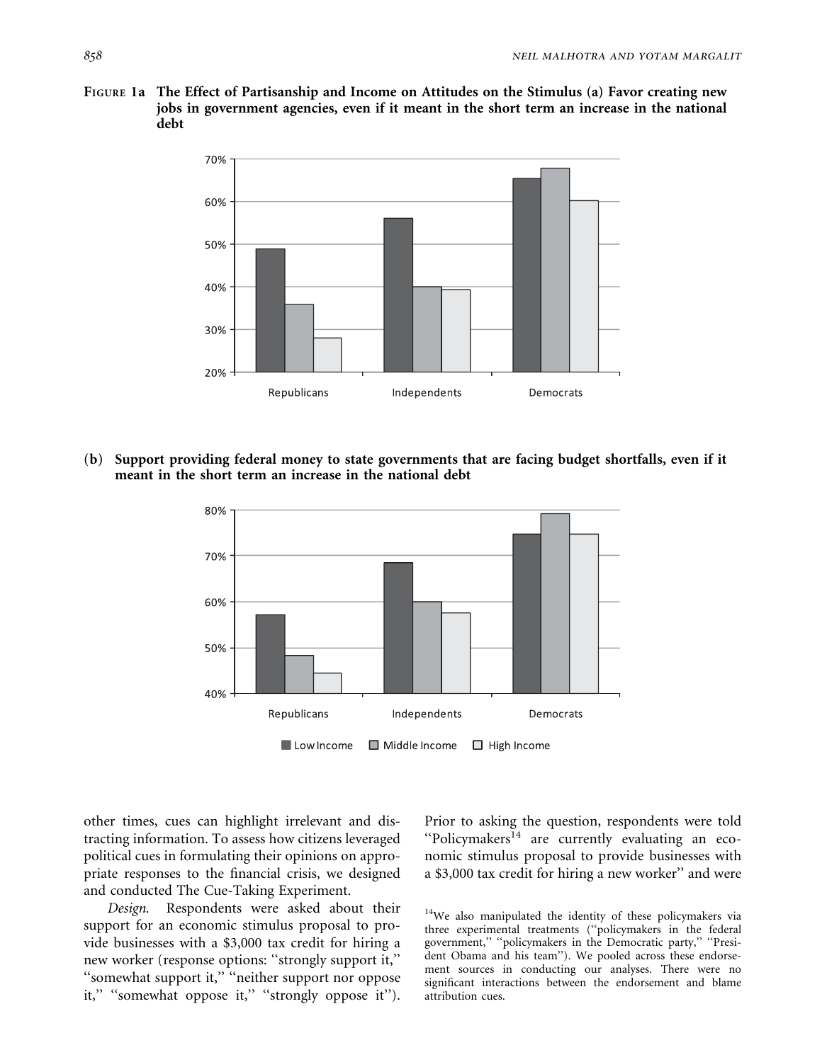**Figure 1a** **The Effect of Partisanship and Income on Attitudes on the Stimulus (a) Favor creating new jobs in government agencies, even if it meant in the short term an increase in the national debt**

**(b) Support providing federal money to state governments that are facing budget shortfalls, even if it meant in the short term an increase in the national debt**

other times, cues can highlight irrelevant and distracting information. To assess how citizens leveraged political cues in formulating their opinions on appropriate responses to the financial crisis, we designed and conducted The Cue-Taking Experiment.

*Design.* Respondents were asked about their support for an economic stimulus proposal to provide businesses with a $3,000 tax credit for hiring a new worker (response options: "strongly support it," "somewhat support it," "neither support nor oppose it," "somewhat oppose it," "strongly oppose it"). Prior to asking the question, respondents were told "Policymakers[14] are currently evaluating an economic stimulus proposal to provide businesses with a $3,000 tax credit for hiring a new worker" and were

[14]We also manipulated the identity of these policymakers via three experimental treatments ("policymakers in the federal government," "policymakers in the Democratic party," "President Obama and his team"). We pooled across these endorsement sources in conducting our analyses. There were no significant interactions between the endorsement and blame attribution cues.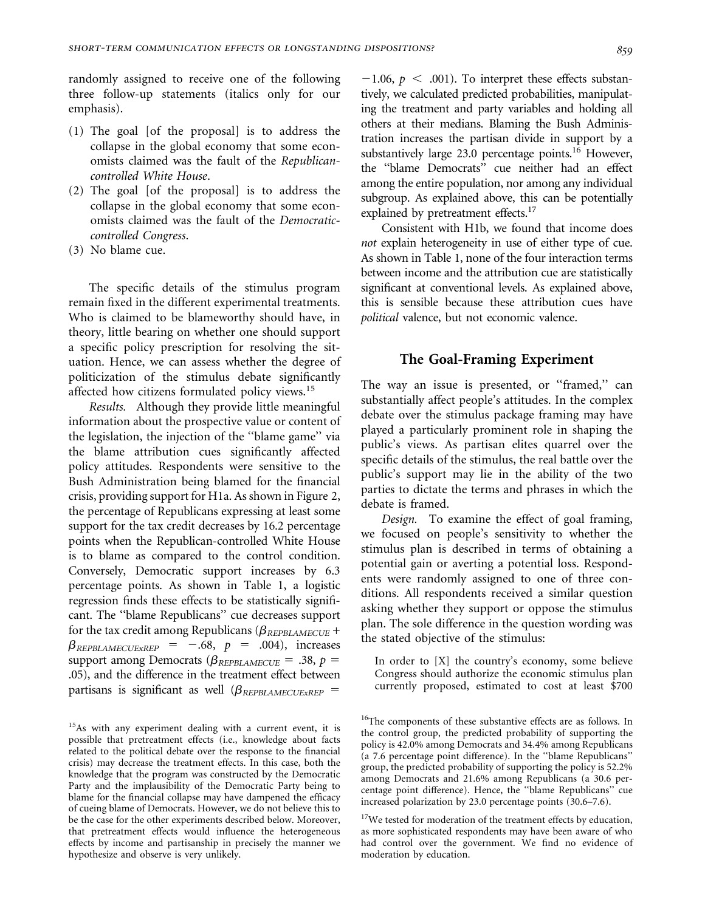randomly assigned to receive one of the following three follow-up statements (italics only for our emphasis).

1. The goal [of the proposal] is to address the collapse in the global economy that some economists claimed was the fault of the *Republican-controlled White House*.
2. The goal [of the proposal] is to address the collapse in the global economy that some economists claimed was the fault of the *Democratic-controlled Congress*.
3. No blame cue.

The specific details of the stimulus program remain fixed in the different experimental treatments. Who is claimed to be blameworthy should have, in theory, little bearing on whether one should support a specific policy prescription for resolving the situation. Hence, we can assess whether the degree of politicization of the stimulus debate significantly affected how citizens formulated policy views.[15]

*Results.* Although they provide little meaningful information about the prospective value or content of the legislation, the injection of the "blame game" via the blame attribution cues significantly affected policy attitudes. Respondents were sensitive to the Bush Administration being blamed for the financial crisis, providing support for H1a. As shown in Figure 2, the percentage of Republicans expressing at least some support for the tax credit decreases by 16.2 percentage points when the Republican-controlled White House is to blame as compared to the control condition. Conversely, Democratic support increases by 6.3 percentage points. As shown in Table 1, a logistic regression finds these effects to be statistically significant. The "blame Republicans" cue decreases support for the tax credit among Republicans ($\beta_{REPBLAMECUE} + \beta_{REPBLAMECUExREP} = -.68$, $p = .004$), increases support among Democrats ($\beta_{REPBLAMECUE} = .38$, $p = .05$), and the difference in the treatment effect between partisans is significant as well ($\beta_{REPBLAMECUExREP} = -1.06$, $p < .001$). To interpret these effects substantively, we calculated predicted probabilities, manipulating the treatment and party variables and holding all others at their medians. Blaming the Bush Administration increases the partisan divide in support by a substantively large 23.0 percentage points.[16] However, the "blame Democrats" cue neither had an effect among the entire population, nor among any individual subgroup. As explained above, this can be potentially explained by pretreatment effects.[17]

Consistent with H1b, we found that income does *not* explain heterogeneity in use of either type of cue. As shown in Table 1, none of the four interaction terms between income and the attribution cue are statistically significant at conventional levels. As explained above, this is sensible because these attribution cues have *political* valence, but not economic valence.

## The Goal-Framing Experiment

The way an issue is presented, or "framed," can substantially affect people's attitudes. In the complex debate over the stimulus package framing may have played a particularly prominent role in shaping the public's views. As partisan elites quarrel over the specific details of the stimulus, the real battle over the public's support may lie in the ability of the two parties to dictate the terms and phrases in which the debate is framed.

*Design.* To examine the effect of goal framing, we focused on people's sensitivity to whether the stimulus plan is described in terms of obtaining a potential gain or averting a potential loss. Respondents were randomly assigned to one of three conditions. All respondents received a similar question asking whether they support or oppose the stimulus plan. The sole difference in the question wording was the stated objective of the stimulus:

> In order to [X] the country's economy, some believe Congress should authorize the economic stimulus plan currently proposed, estimated to cost at least $700

[15]As with any experiment dealing with a current event, it is possible that pretreatment effects (i.e., knowledge about facts related to the political debate over the response to the financial crisis) may decrease the treatment effects. In this case, both the knowledge that the program was constructed by the Democratic Party and the implausibility of the Democratic Party being to blame for the financial collapse may have dampened the efficacy of cueing blame of Democrats. However, we do not believe this to be the case for the other experiments described below. Moreover, that pretreatment effects would influence the heterogeneous effects by income and partisanship in precisely the manner we hypothesize and observe is very unlikely.

[16]The components of these substantive effects are as follows. In the control group, the predicted probability of supporting the policy is 42.0% among Democrats and 34.4% among Republicans (a 7.6 percentage point difference). In the "blame Republicans" group, the predicted probability of supporting the policy is 52.2% among Democrats and 21.6% among Republicans (a 30.6 percentage point difference). Hence, the "blame Republicans" cue increased polarization by 23.0 percentage points (30.6–7.6).

[17]We tested for moderation of the treatment effects by education, as more sophisticated respondents may have been aware of who had control over the government. We find no evidence of moderation by education.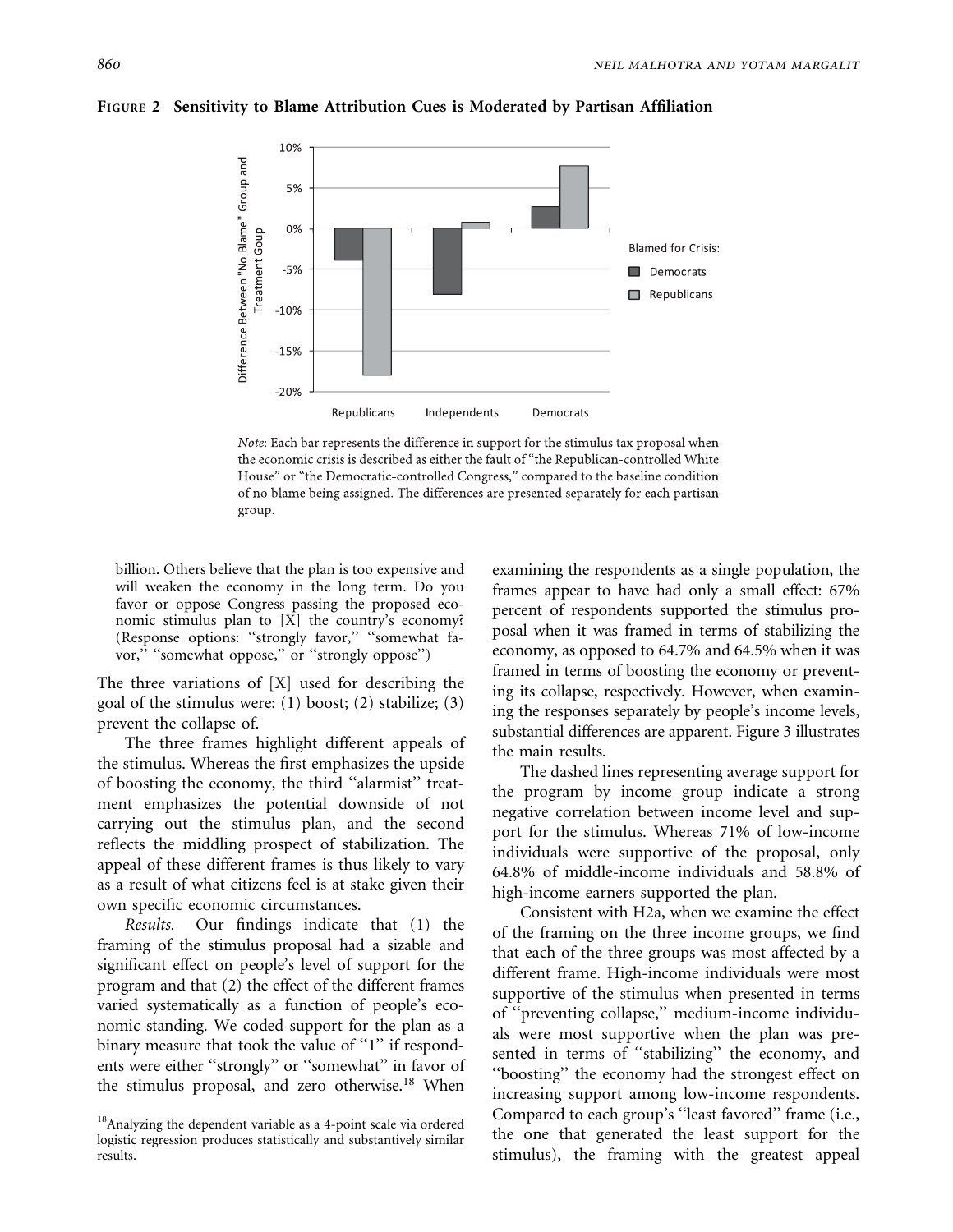**Figure 2 Sensitivity to Blame Attribution Cues is Moderated by Partisan Affiliation**

*Note*: Each bar represents the difference in support for the stimulus tax proposal when the economic crisis is described as either the fault of "the Republican-controlled White House" or "the Democratic-controlled Congress," compared to the baseline condition of no blame being assigned. The differences are presented separately for each partisan group.

> billion. Others believe that the plan is too expensive and will weaken the economy in the long term. Do you favor or oppose Congress passing the proposed economic stimulus plan to [X] the country's economy? (Response options: "strongly favor," "somewhat favor," "somewhat oppose," or "strongly oppose")

The three variations of [X] used for describing the goal of the stimulus were: (1) boost; (2) stabilize; (3) prevent the collapse of.

The three frames highlight different appeals of the stimulus. Whereas the first emphasizes the upside of boosting the economy, the third "alarmist" treatment emphasizes the potential downside of not carrying out the stimulus plan, and the second reflects the middling prospect of stabilization. The appeal of these different frames is thus likely to vary as a result of what citizens feel is at stake given their own specific economic circumstances.

*Results.* Our findings indicate that (1) the framing of the stimulus proposal had a sizable and significant effect on people's level of support for the program and that (2) the effect of the different frames varied systematically as a function of people's economic standing. We coded support for the plan as a binary measure that took the value of "1" if respondents were either "strongly" or "somewhat" in favor of the stimulus proposal, and zero otherwise.[18] When examining the respondents as a single population, the frames appear to have had only a small effect: 67% percent of respondents supported the stimulus proposal when it was framed in terms of stabilizing the economy, as opposed to 64.7% and 64.5% when it was framed in terms of boosting the economy or preventing its collapse, respectively. However, when examining the responses separately by people's income levels, substantial differences are apparent. Figure 3 illustrates the main results.

The dashed lines representing average support for the program by income group indicate a strong negative correlation between income level and support for the stimulus. Whereas 71% of low-income individuals were supportive of the proposal, only 64.8% of middle-income individuals and 58.8% of high-income earners supported the plan.

Consistent with H2a, when we examine the effect of the framing on the three income groups, we find that each of the three groups was most affected by a different frame. High-income individuals were most supportive of the stimulus when presented in terms of "preventing collapse," medium-income individuals were most supportive when the plan was presented in terms of "stabilizing" the economy, and "boosting" the economy had the strongest effect on increasing support among low-income respondents. Compared to each group's "least favored" frame (i.e., the one that generated the least support for the stimulus), the framing with the greatest appeal

[18] Analyzing the dependent variable as a 4-point scale via ordered logistic regression produces statistically and substantively similar results.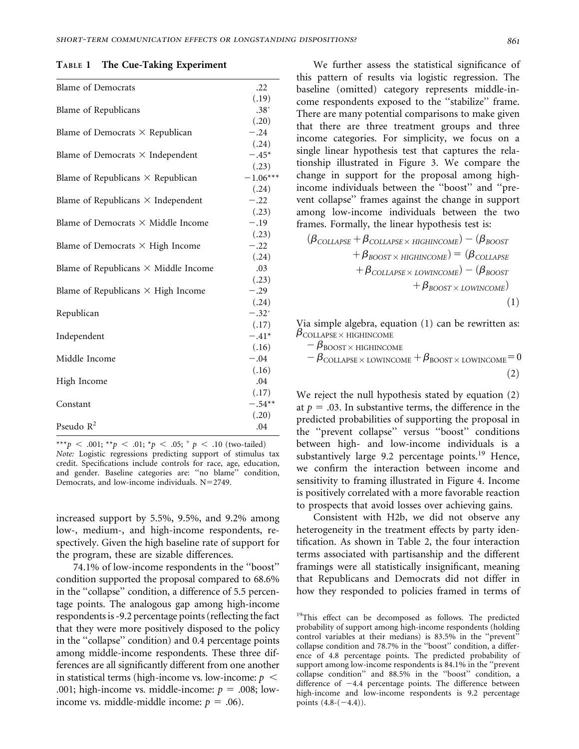**Table 1 The Cue-Taking Experiment**

| | |
|---|---|
| Blame of Democrats | .22 |
| | (.19) |
| Blame of Republicans | .38[+] |
| | (.20) |
| Blame of Democrats × Republican | −.24 |
| | (.24) |
| Blame of Democrats × Independent | −.45* |
| | (.23) |
| Blame of Republicans × Republican | −1.06*** |
| | (.24) |
| Blame of Republicans × Independent | −.22 |
| | (.23) |
| Blame of Democrats × Middle Income | −.19 |
| | (.23) |
| Blame of Democrats × High Income | −.22 |
| | (.24) |
| Blame of Republicans × Middle Income | .03 |
| | (.23) |
| Blame of Republicans × High Income | −.29 |
| | (.24) |
| Republican | −.32[+] |
| | (.17) |
| Independent | −.41* |
| | (.16) |
| Middle Income | −.04 |
| | (.16) |
| High Income | .04 |
| | (.17) |
| Constant | −.54** |
| | (.20) |
| Pseudo $R^2$ | .04 |

***$p < .001$; **$p < .01$; *$p < .05$; $^+ p < .10$ (two-tailed)
*Note:* Logistic regressions predicting support of stimulus tax credit. Specifications include controls for race, age, education, and gender. Baseline categories are: "no blame" condition, Democrats, and low-income individuals. N=2749.

increased support by 5.5%, 9.5%, and 9.2% among low-, medium-, and high-income respondents, respectively. Given the high baseline rate of support for the program, these are sizable differences.

74.1% of low-income respondents in the "boost" condition supported the proposal compared to 68.6% in the "collapse" condition, a difference of 5.5 percentage points. The analogous gap among high-income respondents is -9.2 percentage points (reflecting the fact that they were more positively disposed to the policy in the "collapse" condition) and 0.4 percentage points among middle-income respondents. These three differences are all significantly different from one another in statistical terms (high-income vs. low-income: $p < .001$; high-income vs. middle-income: $p = .008$; low-income vs. middle-middle income: $p = .06$).

We further assess the statistical significance of this pattern of results via logistic regression. The baseline (omitted) category represents middle-income respondents exposed to the "stabilize" frame. There are many potential comparisons to make given that there are three treatment groups and three income categories. For simplicity, we focus on a single linear hypothesis test that captures the relationship illustrated in Figure 3. We compare the change in support for the proposal among high-income individuals between the "boost" and "prevent collapse" frames against the change in support among low-income individuals between the two frames. Formally, the linear hypothesis test is:

$$(\beta_{COLLAPSE} + \beta_{COLLAPSE \times HIGHINCOME}) - (\beta_{BOOST} + \beta_{BOOST \times HIGHINCOME}) = (\beta_{COLLAPSE} + \beta_{COLLAPSE \times LOWINCOME}) - (\beta_{BOOST} + \beta_{BOOST \times LOWINCOME}) \quad (1)$$

Via simple algebra, equation (1) can be rewritten as:

$$\beta_{COLLAPSE \times HIGHINCOME} - \beta_{BOOST \times HIGHINCOME} - \beta_{COLLAPSE \times LOWINCOME} + \beta_{BOOST \times LOWINCOME} = 0 \quad (2)$$

We reject the null hypothesis stated by equation (2) at $p = .03$. In substantive terms, the difference in the predicted probabilities of supporting the proposal in the "prevent collapse" versus "boost" conditions between high- and low-income individuals is a substantively large 9.2 percentage points.[19] Hence, we confirm the interaction between income and sensitivity to framing illustrated in Figure 4. Income is positively correlated with a more favorable reaction to prospects that avoid losses over achieving gains.

Consistent with H2b, we did not observe any heterogeneity in the treatment effects by party identification. As shown in Table 2, the four interaction terms associated with partisanship and the different framings were all statistically insignificant, meaning that Republicans and Democrats did not differ in how they responded to policies framed in terms of

[19]This effect can be decomposed as follows. The predicted probability of support among high-income respondents (holding control variables at their medians) is 83.5% in the "prevent" collapse condition and 78.7% in the "boost" condition, a difference of 4.8 percentage points. The predicted probability of support among low-income respondents is 84.1% in the "prevent collapse condition" and 88.5% in the "boost" condition, a difference of −4.4 percentage points. The difference between high-income and low-income respondents is 9.2 percentage points (4.8-(−4.4)).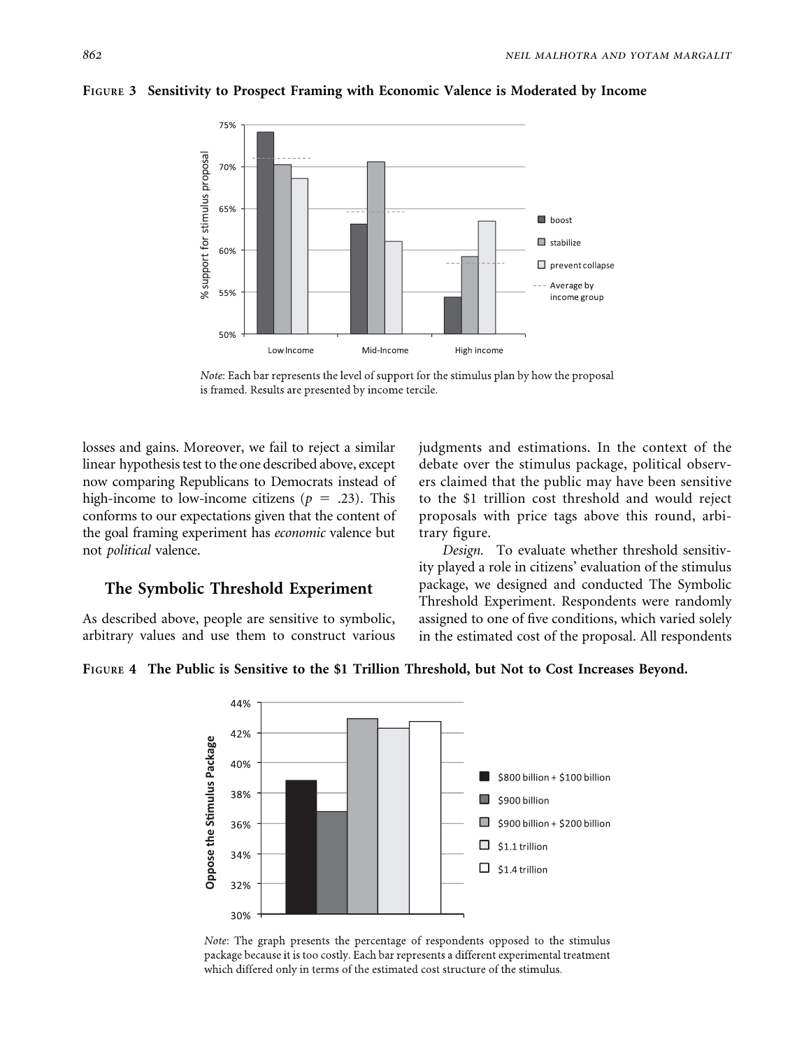**FIGURE 3 Sensitivity to Prospect Framing with Economic Valence is Moderated by Income**

*Note*: Each bar represents the level of support for the stimulus plan by how the proposal is framed. Results are presented by income tercile.

losses and gains. Moreover, we fail to reject a similar linear hypothesis test to the one described above, except now comparing Republicans to Democrats instead of high-income to low-income citizens ($p = .23$). This conforms to our expectations given that the content of the goal framing experiment has *economic* valence but not *political* valence.

## The Symbolic Threshold Experiment

As described above, people are sensitive to symbolic, arbitrary values and use them to construct various judgments and estimations. In the context of the debate over the stimulus package, political observers claimed that the public may have been sensitive to the \$1 trillion cost threshold and would reject proposals with price tags above this round, arbitrary figure.

*Design.* To evaluate whether threshold sensitivity played a role in citizens' evaluation of the stimulus package, we designed and conducted The Symbolic Threshold Experiment. Respondents were randomly assigned to one of five conditions, which varied solely in the estimated cost of the proposal. All respondents

**FIGURE 4 The Public is Sensitive to the \$1 Trillion Threshold, but Not to Cost Increases Beyond.**

*Note*: The graph presents the percentage of respondents opposed to the stimulus package because it is too costly. Each bar represents a different experimental treatment which differed only in terms of the estimated cost structure of the stimulus.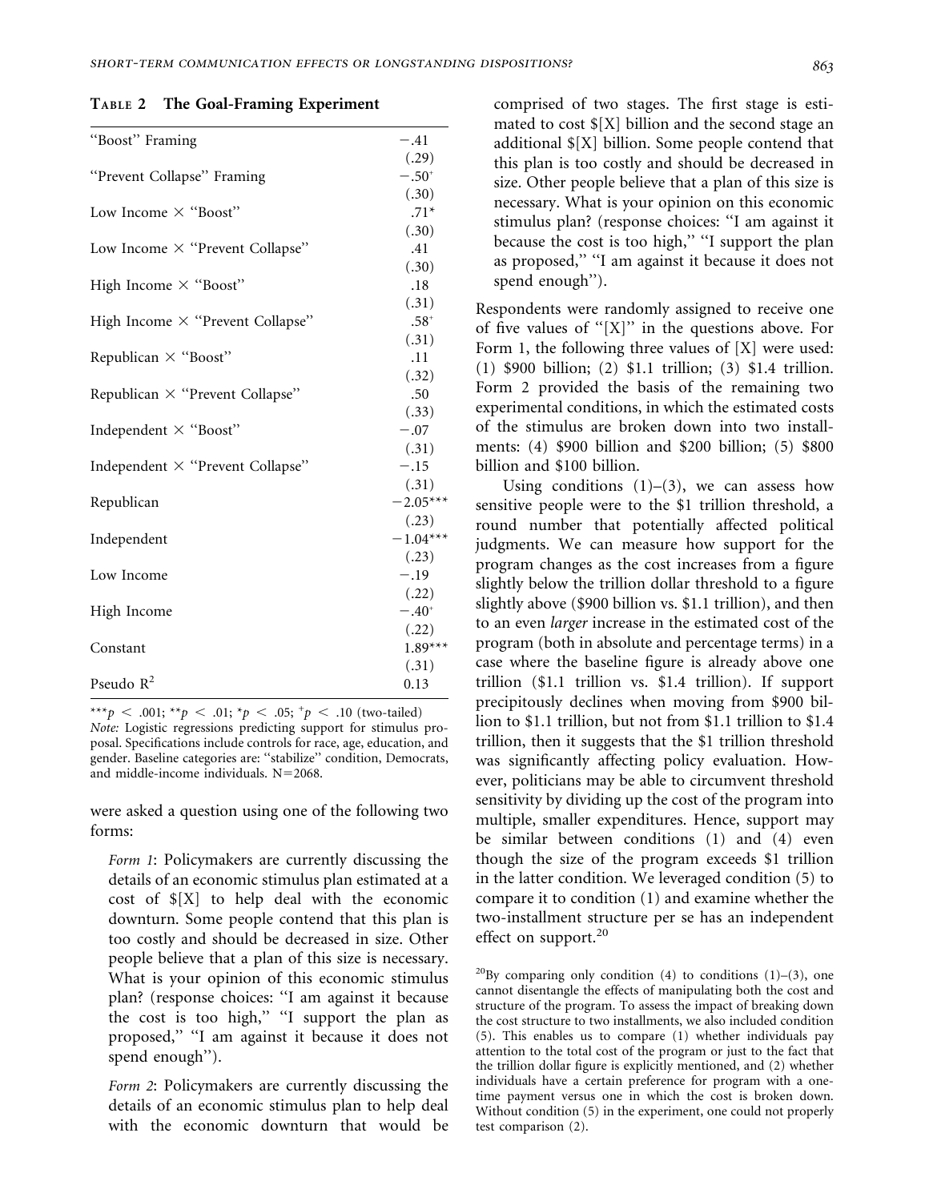**Table 2 The Goal-Framing Experiment**

| | |
|---|---|
| "Boost" Framing | −.41 |
| | (.29) |
| "Prevent Collapse" Framing | $-.50^{+}$ |
| | (.30) |
| Low Income × "Boost" | .71* |
| | (.30) |
| Low Income × "Prevent Collapse" | .41 |
| | (.30) |
| High Income × "Boost" | .18 |
| | (.31) |
| High Income × "Prevent Collapse" | $.58^{+}$ |
| | (.31) |
| Republican × "Boost" | .11 |
| | (.32) |
| Republican × "Prevent Collapse" | .50 |
| | (.33) |
| Independent × "Boost" | −.07 |
| | (.31) |
| Independent × "Prevent Collapse" | −.15 |
| | (.31) |
| Republican | −2.05*** |
| | (.23) |
| Independent | −1.04*** |
| | (.23) |
| Low Income | −.19 |
| | (.22) |
| High Income | $-.40^{+}$ |
| | (.22) |
| Constant | 1.89*** |
| | (.31) |
| Pseudo $R^2$ | 0.13 |

***$p < .001$; **$p < .01$; *$p < .05$; $^{+}p < .10$ (two-tailed)
*Note:* Logistic regressions predicting support for stimulus proposal. Specifications include controls for race, age, education, and gender. Baseline categories are: "stabilize" condition, Democrats, and middle-income individuals. N=2068.

were asked a question using one of the following two forms:

> *Form 1*: Policymakers are currently discussing the details of an economic stimulus plan estimated at a cost of $[X] to help deal with the economic downturn. Some people contend that this plan is too costly and should be decreased in size. Other people believe that a plan of this size is necessary. What is your opinion of this economic stimulus plan? (response choices: "I am against it because the cost is too high," "I support the plan as proposed," "I am against it because it does not spend enough").

> *Form 2*: Policymakers are currently discussing the details of an economic stimulus plan to help deal with the economic downturn that would be comprised of two stages. The first stage is estimated to cost $[X] billion and the second stage an additional $[X] billion. Some people contend that this plan is too costly and should be decreased in size. Other people believe that a plan of this size is necessary. What is your opinion on this economic stimulus plan? (response choices: "I am against it because the cost is too high," "I support the plan as proposed," "I am against it because it does not spend enough").

Respondents were randomly assigned to receive one of five values of "[X]" in the questions above. For Form 1, the following three values of [X] were used: (1) $900 billion; (2) $1.1 trillion; (3) $1.4 trillion. Form 2 provided the basis of the remaining two experimental conditions, in which the estimated costs of the stimulus are broken down into two installments: (4) $900 billion and $200 billion; (5) $800 billion and $100 billion.

Using conditions (1)–(3), we can assess how sensitive people were to the $1 trillion threshold, a round number that potentially affected political judgments. We can measure how support for the program changes as the cost increases from a figure slightly below the trillion dollar threshold to a figure slightly above ($900 billion vs. $1.1 trillion), and then to an even *larger* increase in the estimated cost of the program (both in absolute and percentage terms) in a case where the baseline figure is already above one trillion ($1.1 trillion vs. $1.4 trillion). If support precipitously declines when moving from $900 billion to $1.1 trillion, but not from $1.1 trillion to $1.4 trillion, then it suggests that the $1 trillion threshold was significantly affecting policy evaluation. However, politicians may be able to circumvent threshold sensitivity by dividing up the cost of the program into multiple, smaller expenditures. Hence, support may be similar between conditions (1) and (4) even though the size of the program exceeds $1 trillion in the latter condition. We leveraged condition (5) to compare it to condition (1) and examine whether the two-installment structure per se has an independent effect on support.[20]

[20]By comparing only condition (4) to conditions (1)–(3), one cannot disentangle the effects of manipulating both the cost and structure of the program. To assess the impact of breaking down the cost structure to two installments, we also included condition (5). This enables us to compare (1) whether individuals pay attention to the total cost of the program or just to the fact that the trillion dollar figure is explicitly mentioned, and (2) whether individuals have a certain preference for program with a one-time payment versus one in which the cost is broken down. Without condition (5) in the experiment, one could not properly test comparison (2).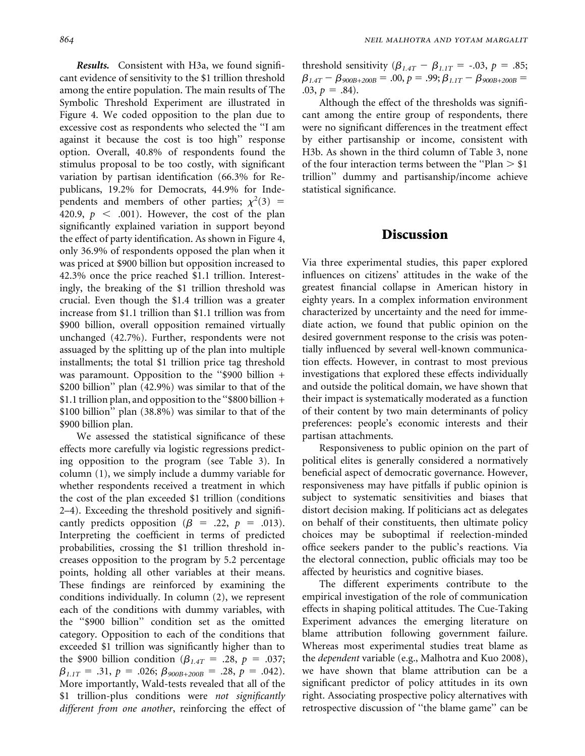***Results.*** Consistent with H3a, we found significant evidence of sensitivity to the \$1 trillion threshold among the entire population. The main results of The Symbolic Threshold Experiment are illustrated in Figure 4. We coded opposition to the plan due to excessive cost as respondents who selected the "I am against it because the cost is too high" response option. Overall, 40.8% of respondents found the stimulus proposal to be too costly, with significant variation by partisan identification (66.3% for Republicans, 19.2% for Democrats, 44.9% for Independents and members of other parties; $\chi^2(3) = 420.9$, $p < .001$). However, the cost of the plan significantly explained variation in support beyond the effect of party identification. As shown in Figure 4, only 36.9% of respondents opposed the plan when it was priced at \$900 billion but opposition increased to 42.3% once the price reached \$1.1 trillion. Interestingly, the breaking of the \$1 trillion threshold was crucial. Even though the \$1.4 trillion was a greater increase from \$1.1 trillion than \$1.1 trillion was from \$900 billion, overall opposition remained virtually unchanged (42.7%). Further, respondents were not assuaged by the splitting up of the plan into multiple installments; the total \$1 trillion price tag threshold was paramount. Opposition to the "\$900 billion + \$200 billion" plan (42.9%) was similar to that of the \$1.1 trillion plan, and opposition to the "\$800 billion + \$100 billion" plan (38.8%) was similar to that of the \$900 billion plan.

We assessed the statistical significance of these effects more carefully via logistic regressions predicting opposition to the program (see Table 3). In column (1), we simply include a dummy variable for whether respondents received a treatment in which the cost of the plan exceeded \$1 trillion (conditions 2–4). Exceeding the threshold positively and significantly predicts opposition ($\beta = .22$, $p = .013$). Interpreting the coefficient in terms of predicted probabilities, crossing the \$1 trillion threshold increases opposition to the program by 5.2 percentage points, holding all other variables at their means. These findings are reinforced by examining the conditions individually. In column (2), we represent each of the conditions with dummy variables, with the "\$900 billion" condition set as the omitted category. Opposition to each of the conditions that exceeded \$1 trillion was significantly higher than to the \$900 billion condition ($\beta_{1.4T} = .28$, $p = .037$; $\beta_{1.1T} = .31$, $p = .026$; $\beta_{900B+200B} = .28$, $p = .042$). More importantly, Wald-tests revealed that all of the \$1 trillion-plus conditions were *not significantly different from one another*, reinforcing the effect of threshold sensitivity ($\beta_{1.4T} - \beta_{1.1T} = -.03$, $p = .85$; $\beta_{1.4T} - \beta_{900B+200B} = .00$, $p = .99$; $\beta_{1.1T} - \beta_{900B+200B} = .03$, $p = .84$).

Although the effect of the thresholds was significant among the entire group of respondents, there were no significant differences in the treatment effect by either partisanship or income, consistent with H3b. As shown in the third column of Table 3, none of the four interaction terms between the "Plan > \$1 trillion" dummy and partisanship/income achieve statistical significance.

## Discussion

Via three experimental studies, this paper explored influences on citizens' attitudes in the wake of the greatest financial collapse in American history in eighty years. In a complex information environment characterized by uncertainty and the need for immediate action, we found that public opinion on the desired government response to the crisis was potentially influenced by several well-known communication effects. However, in contrast to most previous investigations that explored these effects individually and outside the political domain, we have shown that their impact is systematically moderated as a function of their content by two main determinants of policy preferences: people's economic interests and their partisan attachments.

Responsiveness to public opinion on the part of political elites is generally considered a normatively beneficial aspect of democratic governance. However, responsiveness may have pitfalls if public opinion is subject to systematic sensitivities and biases that distort decision making. If politicians act as delegates on behalf of their constituents, then ultimate policy choices may be suboptimal if reelection-minded office seekers pander to the public's reactions. Via the electoral connection, public officials may too be affected by heuristics and cognitive biases.

The different experiments contribute to the empirical investigation of the role of communication effects in shaping political attitudes. The Cue-Taking Experiment advances the emerging literature on blame attribution following government failure. Whereas most experimental studies treat blame as the *dependent* variable (e.g., Malhotra and Kuo 2008), we have shown that blame attribution can be a significant predictor of policy attitudes in its own right. Associating prospective policy alternatives with retrospective discussion of "the blame game" can be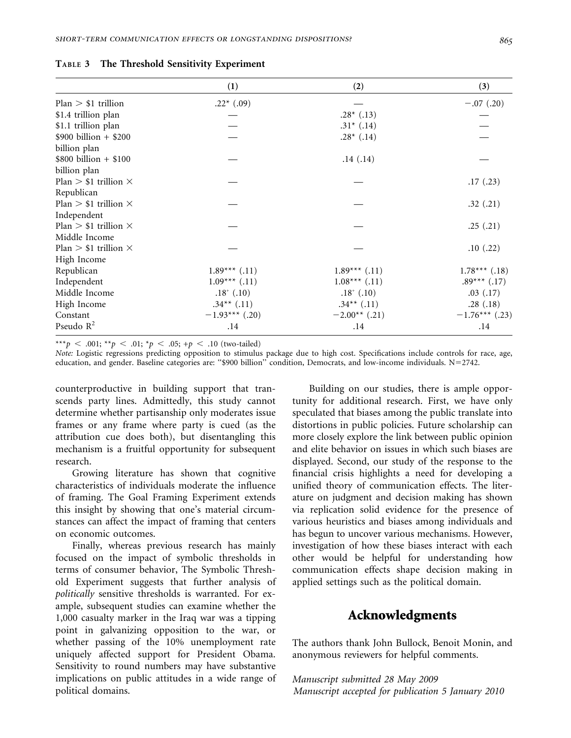**Table 3 The Threshold Sensitivity Experiment**

| | (1) | (2) | (3) |
|---|---|---|---|
| Plan > \$1 trillion | .22* (.09) | — | −.07 (.20) |
| \$1.4 trillion plan | — | .28* (.13) | — |
| \$1.1 trillion plan | — | .31* (.14) | — |
| \$900 billion + \$200 billion plan | — | .28* (.14) | — |
| \$800 billion + \$100 billion plan | — | .14 (.14) | — |
| Plan > \$1 trillion × Republican | — | — | .17 (.23) |
| Plan > \$1 trillion × Independent | — | — | .32 (.21) |
| Plan > \$1 trillion × Middle Income | — | — | .25 (.21) |
| Plan > \$1 trillion × High Income | — | — | .10 (.22) |
| Republican | 1.89*** (.11) | 1.89*** (.11) | 1.78*** (.18) |
| Independent | 1.09*** (.11) | 1.08*** (.11) | .89*** (.17) |
| Middle Income | .18+ (.10) | .18+ (.10) | .03 (.17) |
| High Income | .34** (.11) | .34** (.11) | .28 (.18) |
| Constant | −1.93*** (.20) | −2.00** (.21) | −1.76*** (.23) |
| Pseudo $R^2$ | .14 | .14 | .14 |

***$p < .001$; **$p < .01$; *$p < .05$; +$p < .10$ (two-tailed)

*Note:* Logistic regressions predicting opposition to stimulus package due to high cost. Specifications include controls for race, age, education, and gender. Baseline categories are: "\$900 billion" condition, Democrats, and low-income individuals. N=2742.

counterproductive in building support that transcends party lines. Admittedly, this study cannot determine whether partisanship only moderates issue frames or any frame where party is cued (as the attribution cue does both), but disentangling this mechanism is a fruitful opportunity for subsequent research.

Growing literature has shown that cognitive characteristics of individuals moderate the influence of framing. The Goal Framing Experiment extends this insight by showing that one's material circumstances can affect the impact of framing that centers on economic outcomes.

Finally, whereas previous research has mainly focused on the impact of symbolic thresholds in terms of consumer behavior, The Symbolic Threshold Experiment suggests that further analysis of *politically* sensitive thresholds is warranted. For example, subsequent studies can examine whether the 1,000 casualty marker in the Iraq war was a tipping point in galvanizing opposition to the war, or whether passing of the 10% unemployment rate uniquely affected support for President Obama. Sensitivity to round numbers may have substantive implications on public attitudes in a wide range of political domains.

Building on our studies, there is ample opportunity for additional research. First, we have only speculated that biases among the public translate into distortions in public policies. Future scholarship can more closely explore the link between public opinion and elite behavior on issues in which such biases are displayed. Second, our study of the response to the financial crisis highlights a need for developing a unified theory of communication effects. The literature on judgment and decision making has shown via replication solid evidence for the presence of various heuristics and biases among individuals and has begun to uncover various mechanisms. However, investigation of how these biases interact with each other would be helpful for understanding how communication effects shape decision making in applied settings such as the political domain.

## Acknowledgments

The authors thank John Bullock, Benoit Monin, and anonymous reviewers for helpful comments.

*Manuscript submitted 28 May 2009*
*Manuscript accepted for publication 5 January 2010*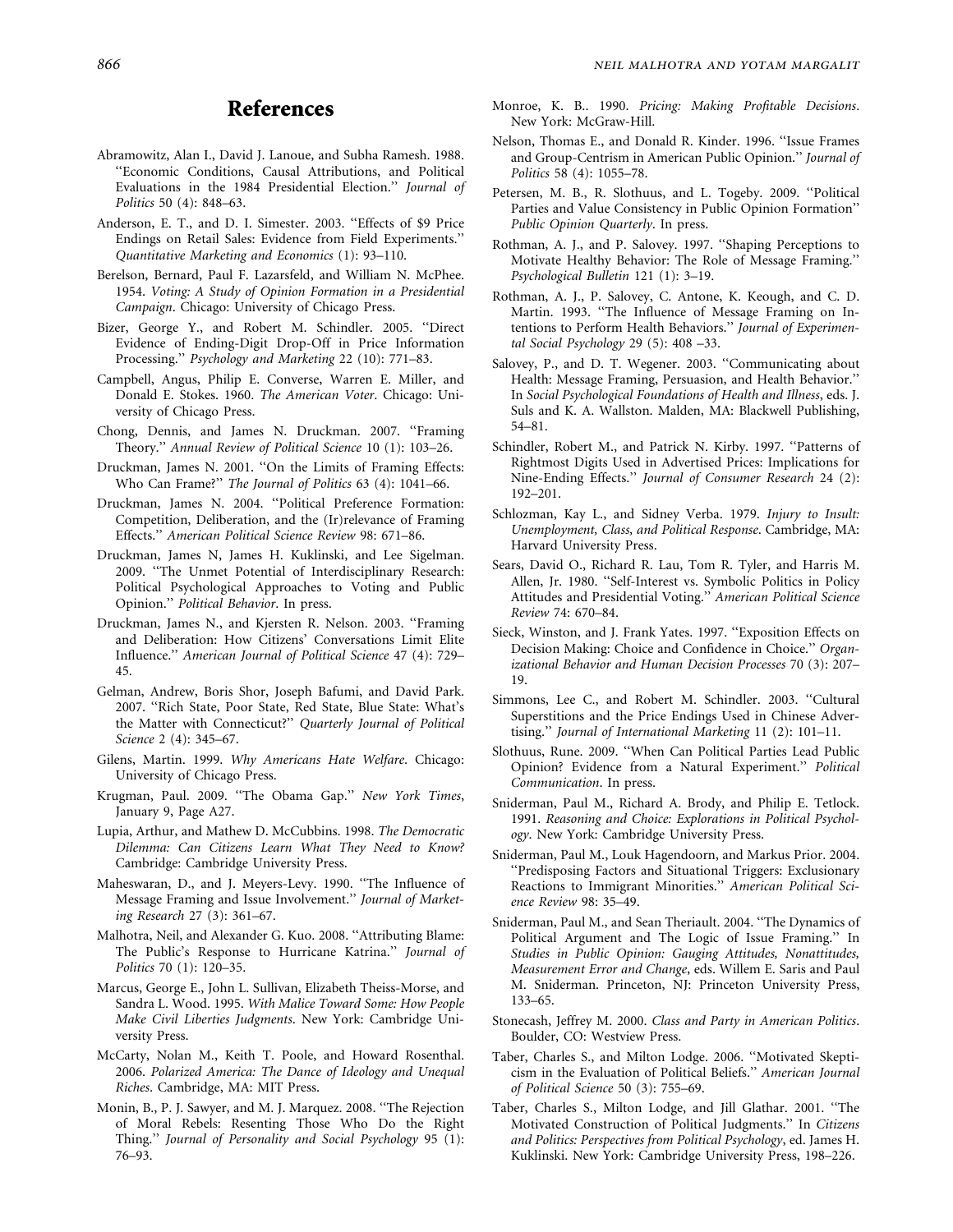## References

Abramowitz, Alan I., David J. Lanoue, and Subha Ramesh. 1988. ''Economic Conditions, Causal Attributions, and Political Evaluations in the 1984 Presidential Election.'' *Journal of Politics* 50 (4): 848–63.

Anderson, E. T., and D. I. Simester. 2003. ''Effects of $9 Price Endings on Retail Sales: Evidence from Field Experiments.'' *Quantitative Marketing and Economics* (1): 93–110.

Berelson, Bernard, Paul F. Lazarsfeld, and William N. McPhee. 1954. *Voting: A Study of Opinion Formation in a Presidential Campaign*. Chicago: University of Chicago Press.

Bizer, George Y., and Robert M. Schindler. 2005. ''Direct Evidence of Ending-Digit Drop-Off in Price Information Processing.'' *Psychology and Marketing* 22 (10): 771–83.

Campbell, Angus, Philip E. Converse, Warren E. Miller, and Donald E. Stokes. 1960. *The American Voter*. Chicago: University of Chicago Press.

Chong, Dennis, and James N. Druckman. 2007. ''Framing Theory.'' *Annual Review of Political Science* 10 (1): 103–26.

Druckman, James N. 2001. ''On the Limits of Framing Effects: Who Can Frame?'' *The Journal of Politics* 63 (4): 1041–66.

Druckman, James N. 2004. ''Political Preference Formation: Competition, Deliberation, and the (Ir)relevance of Framing Effects.'' *American Political Science Review* 98: 671–86.

Druckman, James N, James H. Kuklinski, and Lee Sigelman. 2009. ''The Unmet Potential of Interdisciplinary Research: Political Psychological Approaches to Voting and Public Opinion.'' *Political Behavior*. In press.

Druckman, James N., and Kjersten R. Nelson. 2003. ''Framing and Deliberation: How Citizens' Conversations Limit Elite Influence.'' *American Journal of Political Science* 47 (4): 729–45.

Gelman, Andrew, Boris Shor, Joseph Bafumi, and David Park. 2007. ''Rich State, Poor State, Red State, Blue State: What's the Matter with Connecticut?'' *Quarterly Journal of Political Science* 2 (4): 345–67.

Gilens, Martin. 1999. *Why Americans Hate Welfare*. Chicago: University of Chicago Press.

Krugman, Paul. 2009. ''The Obama Gap.'' *New York Times*, January 9, Page A27.

Lupia, Arthur, and Mathew D. McCubbins. 1998. *The Democratic Dilemma: Can Citizens Learn What They Need to Know?* Cambridge: Cambridge University Press.

Maheswaran, D., and J. Meyers-Levy. 1990. ''The Influence of Message Framing and Issue Involvement.'' *Journal of Marketing Research* 27 (3): 361–67.

Malhotra, Neil, and Alexander G. Kuo. 2008. ''Attributing Blame: The Public's Response to Hurricane Katrina.'' *Journal of Politics* 70 (1): 120–35.

Marcus, George E., John L. Sullivan, Elizabeth Theiss-Morse, and Sandra L. Wood. 1995. *With Malice Toward Some: How People Make Civil Liberties Judgments*. New York: Cambridge University Press.

McCarty, Nolan M., Keith T. Poole, and Howard Rosenthal. 2006. *Polarized America: The Dance of Ideology and Unequal Riches*. Cambridge, MA: MIT Press.

Monin, B., P. J. Sawyer, and M. J. Marquez. 2008. ''The Rejection of Moral Rebels: Resenting Those Who Do the Right Thing.'' *Journal of Personality and Social Psychology* 95 (1): 76–93.

Monroe, K. B.. 1990. *Pricing: Making Profitable Decisions*. New York: McGraw-Hill.

Nelson, Thomas E., and Donald R. Kinder. 1996. ''Issue Frames and Group-Centrism in American Public Opinion.'' *Journal of Politics* 58 (4): 1055–78.

Petersen, M. B., R. Slothuus, and L. Togeby. 2009. ''Political Parties and Value Consistency in Public Opinion Formation'' *Public Opinion Quarterly*. In press.

Rothman, A. J., and P. Salovey. 1997. ''Shaping Perceptions to Motivate Healthy Behavior: The Role of Message Framing.'' *Psychological Bulletin* 121 (1): 3–19.

Rothman, A. J., P. Salovey, C. Antone, K. Keough, and C. D. Martin. 1993. ''The Influence of Message Framing on Intentions to Perform Health Behaviors.'' *Journal of Experimental Social Psychology* 29 (5): 408 –33.

Salovey, P., and D. T. Wegener. 2003. ''Communicating about Health: Message Framing, Persuasion, and Health Behavior.'' In *Social Psychological Foundations of Health and Illness*, eds. J. Suls and K. A. Wallston. Malden, MA: Blackwell Publishing, 54–81.

Schindler, Robert M., and Patrick N. Kirby. 1997. ''Patterns of Rightmost Digits Used in Advertised Prices: Implications for Nine-Ending Effects.'' *Journal of Consumer Research* 24 (2): 192–201.

Schlozman, Kay L., and Sidney Verba. 1979. *Injury to Insult: Unemployment, Class, and Political Response*. Cambridge, MA: Harvard University Press.

Sears, David O., Richard R. Lau, Tom R. Tyler, and Harris M. Allen, Jr. 1980. ''Self-Interest vs. Symbolic Politics in Policy Attitudes and Presidential Voting.'' *American Political Science Review* 74: 670–84.

Sieck, Winston, and J. Frank Yates. 1997. ''Exposition Effects on Decision Making: Choice and Confidence in Choice.'' *Organizational Behavior and Human Decision Processes* 70 (3): 207–19.

Simmons, Lee C., and Robert M. Schindler. 2003. ''Cultural Superstitions and the Price Endings Used in Chinese Advertising.'' *Journal of International Marketing* 11 (2): 101–11.

Slothuus, Rune. 2009. ''When Can Political Parties Lead Public Opinion? Evidence from a Natural Experiment.'' *Political Communication*. In press.

Sniderman, Paul M., Richard A. Brody, and Philip E. Tetlock. 1991. *Reasoning and Choice: Explorations in Political Psychology*. New York: Cambridge University Press.

Sniderman, Paul M., Louk Hagendoorn, and Markus Prior. 2004. ''Predisposing Factors and Situational Triggers: Exclusionary Reactions to Immigrant Minorities.'' *American Political Science Review* 98: 35–49.

Sniderman, Paul M., and Sean Theriault. 2004. ''The Dynamics of Political Argument and The Logic of Issue Framing.'' In *Studies in Public Opinion: Gauging Attitudes, Nonattitudes, Measurement Error and Change*, eds. Willem E. Saris and Paul M. Sniderman. Princeton, NJ: Princeton University Press, 133–65.

Stonecash, Jeffrey M. 2000. *Class and Party in American Politics*. Boulder, CO: Westview Press.

Taber, Charles S., and Milton Lodge. 2006. ''Motivated Skepticism in the Evaluation of Political Beliefs.'' *American Journal of Political Science* 50 (3): 755–69.

Taber, Charles S., Milton Lodge, and Jill Glathar. 2001. ''The Motivated Construction of Political Judgments.'' In *Citizens and Politics: Perspectives from Political Psychology*, ed. James H. Kuklinski. New York: Cambridge University Press, 198–226.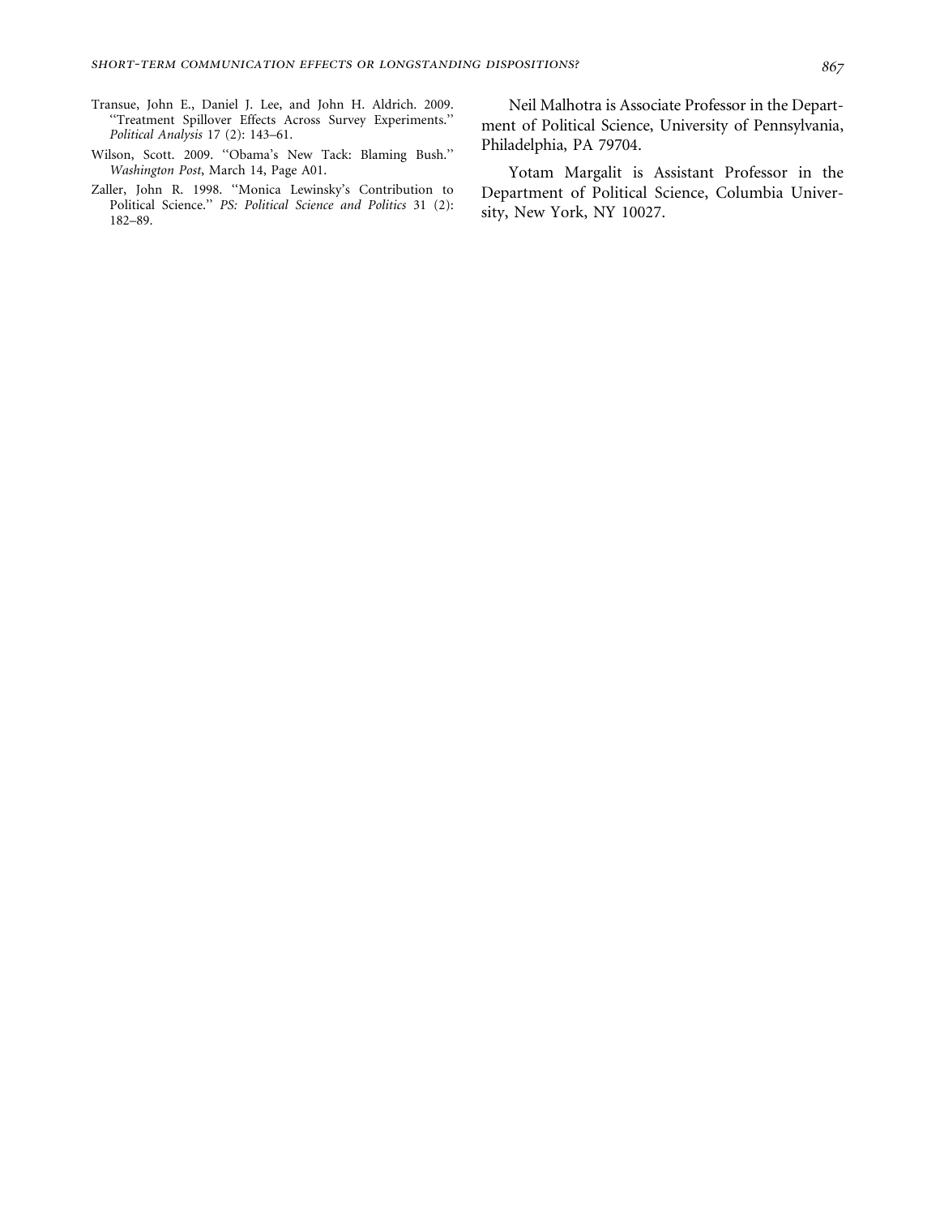Transue, John E., Daniel J. Lee, and John H. Aldrich. 2009. "Treatment Spillover Effects Across Survey Experiments." *Political Analysis* 17 (2): 143–61.

Wilson, Scott. 2009. "Obama's New Tack: Blaming Bush." *Washington Post*, March 14, Page A01.

Zaller, John R. 1998. "Monica Lewinsky's Contribution to Political Science." *PS: Political Science and Politics* 31 (2): 182–89.

Neil Malhotra is Associate Professor in the Department of Political Science, University of Pennsylvania, Philadelphia, PA 79704.

Yotam Margalit is Assistant Professor in the Department of Political Science, Columbia University, New York, NY 10027.